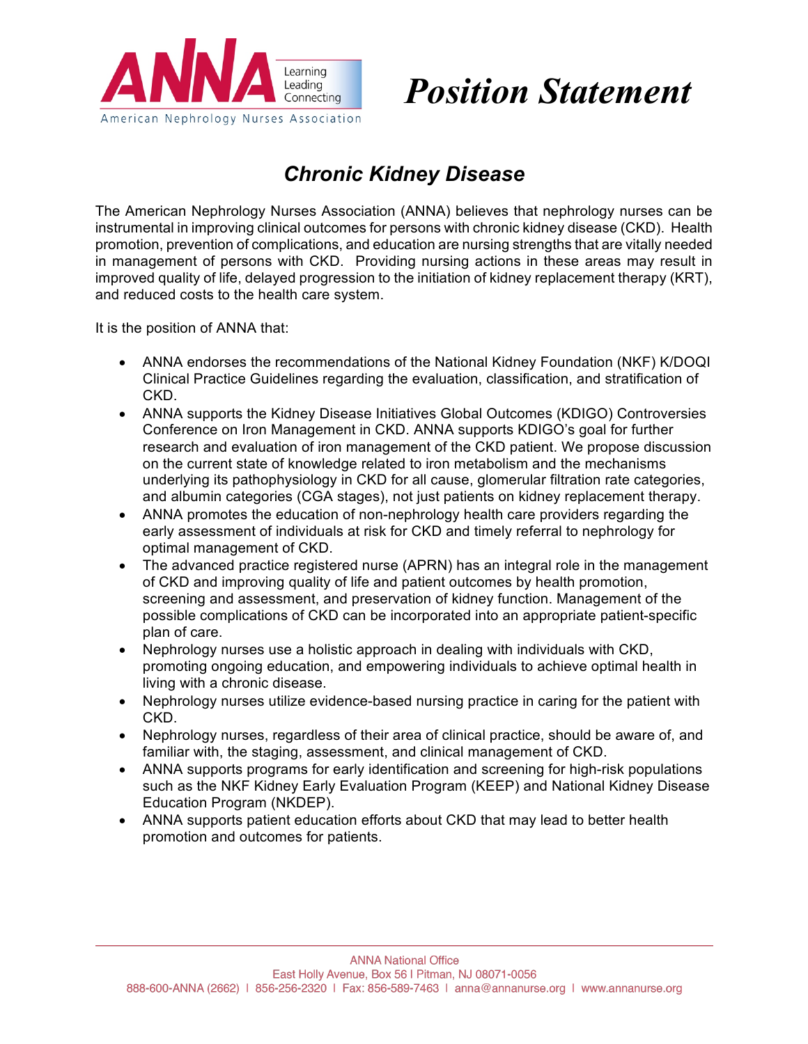# Position Statement

## *Chronic Kidney Disease*

The American Nephrology Nurses Association (ANNA) believes that nephrology nurses can be instrumental in improving clinical outcomes for persons with chronic kidney disease (CKD). Health promotion, prevention of complications, and education are nursing strengths that are vitally needed in management of persons with CKD. Providing nursing actions in these areas may result in improved quality of life, delayed progression to the initiation of kidney replacement therapy (KRT), and reduced costs to the health care system.

It is the position of ANNA that:

- ANNA endorses the recommendations of the National Kidney Foundation (NKF) K/DOQI Clinical Practice Guidelines regarding the evaluation, classification, and stratification of CKD.
- ANNA supports the Kidney Disease Initiatives Global Outcomes (KDIGO) Controversies Conference on Iron Management in CKD. ANNA supports KDIGO's goal for further research and evaluation of iron management of the CKD patient. We propose discussion on the current state of knowledge related to iron metabolism and the mechanisms underlying its pathophysiology in CKD for all cause, glomerular filtration rate categories, and albumin categories (CGA stages), not just patients on kidney replacement therapy.
- ANNA promotes the education of non-nephrology health care providers regarding the early assessment of individuals at risk for CKD and timely referral to nephrology for optimal management of CKD.
- The advanced practice registered nurse (APRN) has an integral role in the management of CKD and improving quality of life and patient outcomes by health promotion, screening and assessment, and preservation of kidney function. Management of the possible complications of CKD can be incorporated into an appropriate patient-specific plan of care.
- Nephrology nurses use a holistic approach in dealing with individuals with CKD, promoting ongoing education, and empowering individuals to achieve optimal health in living with a chronic disease.
- Nephrology nurses utilize evidence-based nursing practice in caring for the patient with CKD.
- Nephrology nurses, regardless of their area of clinical practice, should be aware of, and familiar with, the staging, assessment, and clinical management of CKD.
- ANNA supports programs for early identification and screening for high-risk populations such as the NKF Kidney Early Evaluation Program (KEEP) and National Kidney Disease Education Program (NKDEP).
- ANNA supports patient education efforts about CKD that may lead to better health promotion and outcomes for patients.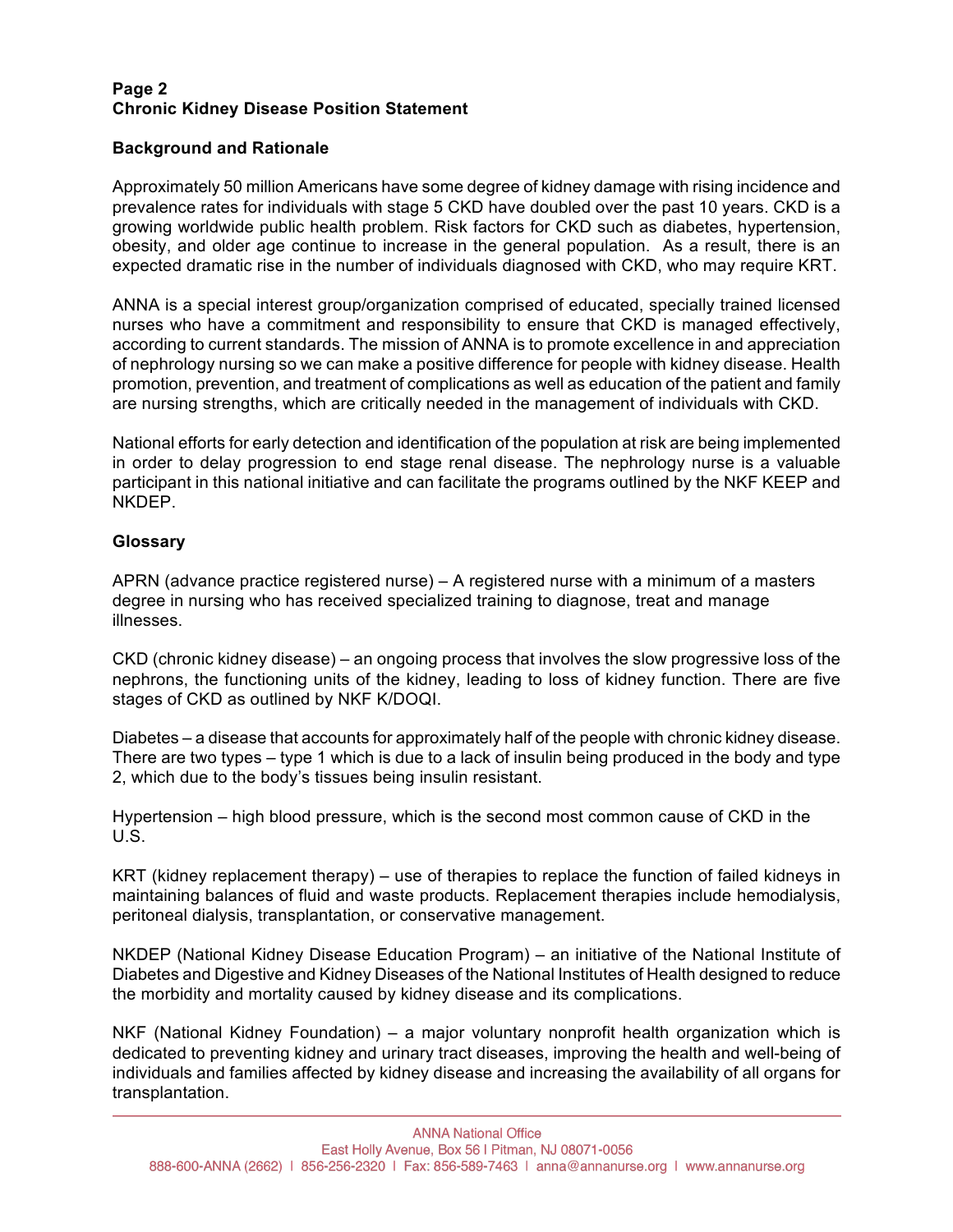## Background and Rationale

Approximately 50 million Americans have some degree of kidney damage with rising incidence and prevalence rates for individuals with stage 5 CKD have doubled over the past 10 years. CKD is a growing worldwide public health problem. Risk factors for CKD such as diabetes, hypertension, obesity, and older age continue to increase in the general population. As a result, there is an expected dramatic rise in the number of individuals diagnosed with CKD, who may require KRT.

ANNA is a special interest group/organization comprised of educated, specially trained licensed nurses who have a commitment and responsibility to ensure that CKD is managed effectively, according to current standards. The mission of ANNA is to promote excellence in and appreciation of nephrology nursing so we can make a positive difference for people with kidney disease. Health promotion, prevention, and treatment of complications as well as education of the patient and family are nursing strengths, which are critically needed in the management of individuals with CKD.

National efforts for early detection and identification of the population at risk are being implemented in order to delay progression to end stage renal disease. The nephrology nurse is a valuable participant in this national initiative and can facilitate the programs outlined by the NKF KEEP and NKDEP.

## Glossary

APRN (advance practice registered nurse) – A registered nurse with a minimum of a masters degree in nursing who has received specialized training to diagnose, treat and manage illnesses.

CKD (chronic kidney disease) – an ongoing process that involves the slow progressive loss of the nephrons, the functioning units of the kidney, leading to loss of kidney function. There are five stages of CKD as outlined by NKF K/DOQI.

Diabetes – a disease that accounts for approximately half of the people with chronic kidney disease. There are two types – type 1 which is due to a lack of insulin being produced in the body and type 2, which due to the body's tissues being insulin resistant.

Hypertension – high blood pressure, which is the second most common cause of CKD in the U.S.

KRT (kidney replacement therapy) – use of therapies to replace the function of failed kidneys in maintaining balances of fluid and waste products. Replacement therapies include hemodialysis, peritoneal dialysis, transplantation, or conservative management.

NKDEP (National Kidney Disease Education Program) – an initiative of the National Institute of Diabetes and Digestive and Kidney Diseases of the National Institutes of Health designed to reduce the morbidity and mortality caused by kidney disease and its complications.

NKF (National Kidney Foundation) – a major voluntary nonprofit health organization which is dedicated to preventing kidney and urinary tract diseases, improving the health and well-being of individuals and families affected by kidney disease and increasing the availability of all organs for transplantation.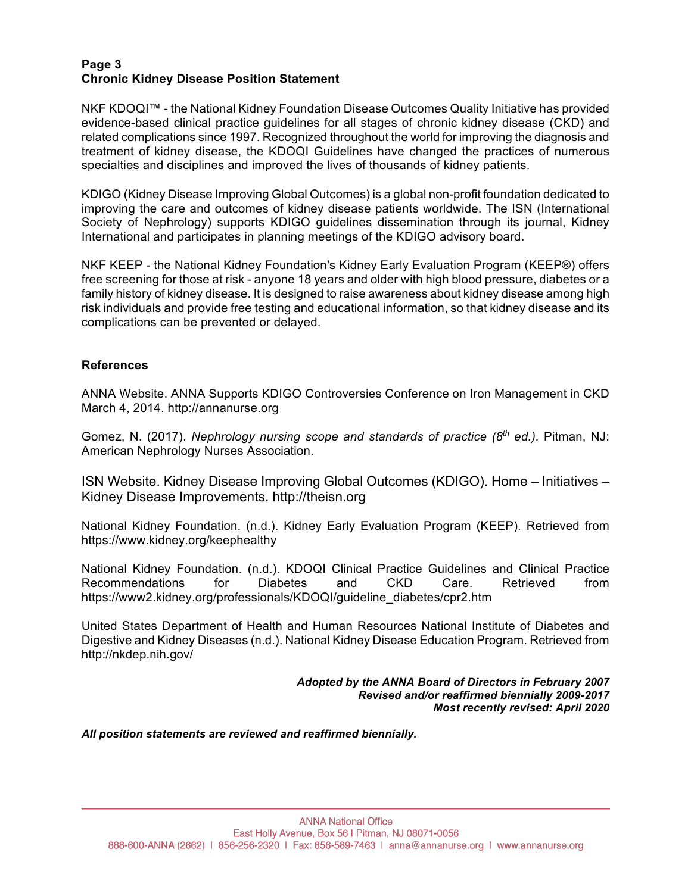NKF KDOQI™ - the National Kidney Foundation Disease Outcomes Quality Initiative has provided evidence-based clinical practice guidelines for all stages of chronic kidney disease (CKD) and related complications since 1997. Recognized throughout the world for improving the diagnosis and treatment of kidney disease, the KDOQI Guidelines have changed the practices of numerous specialties and disciplines and improved the lives of thousands of kidney patients.

KDIGO (Kidney Disease Improving Global Outcomes) is a global non-profit foundation dedicated to improving the care and outcomes of kidney disease patients worldwide. The ISN (International Society of Nephrology) supports KDIGO guidelines dissemination through its journal, Kidney International and participates in planning meetings of the KDIGO advisory board.

NKF KEEP - the National Kidney Foundation's Kidney Early Evaluation Program (KEEP®) offers free screening for those at risk - anyone 18 years and older with high blood pressure, diabetes or a family history of kidney disease. It is designed to raise awareness about kidney disease among high risk individuals and provide free testing and educational information, so that kidney disease and its complications can be prevented or delayed.

## References

ANNA Website. ANNA Supports KDIGO Controversies Conference on Iron Management in CKD March 4, 2014. http://annanurse.org

Gomez, N. (2017). *Nephrology nursing scope and standards of practice (8th ed.).* Pitman, NJ: American Nephrology Nurses Association.

ISN Website. Kidney Disease Improving Global Outcomes (KDIGO). Home – Initiatives – Kidney Disease Improvements. http://theisn.org

National Kidney Foundation. (n.d.). Kidney Early Evaluation Program (KEEP). Retrieved from https://www.kidney.org/keephealthy

National Kidney Foundation. (n.d.). KDOQI Clinical Practice Guidelines and Clinical Practice Recommendations for Diabetes and CKD Care. Retrieved from https://www2.kidney.org/professionals/KDOQI/guideline_diabetes/cpr2.htm

United States Department of Health and Human Resources National Institute of Diabetes and Digestive and Kidney Diseases (n.d.). National Kidney Disease Education Program. Retrieved from http://nkdep.nih.gov/

***Adopted by the ANNA Board of Directors in February 2007***
***Revised and/or reaffirmed biennially 2009-2017***
***Most recently revised: April 2020***

***All position statements are reviewed and reaffirmed biennially.***

ANNA National Office
East Holly Avenue, Box 56 I Pitman, NJ 08071-0056
888-600-ANNA (2662) I 856-256-2320 I Fax: 856-589-7463 I anna@annanurse.org I www.annanurse.org